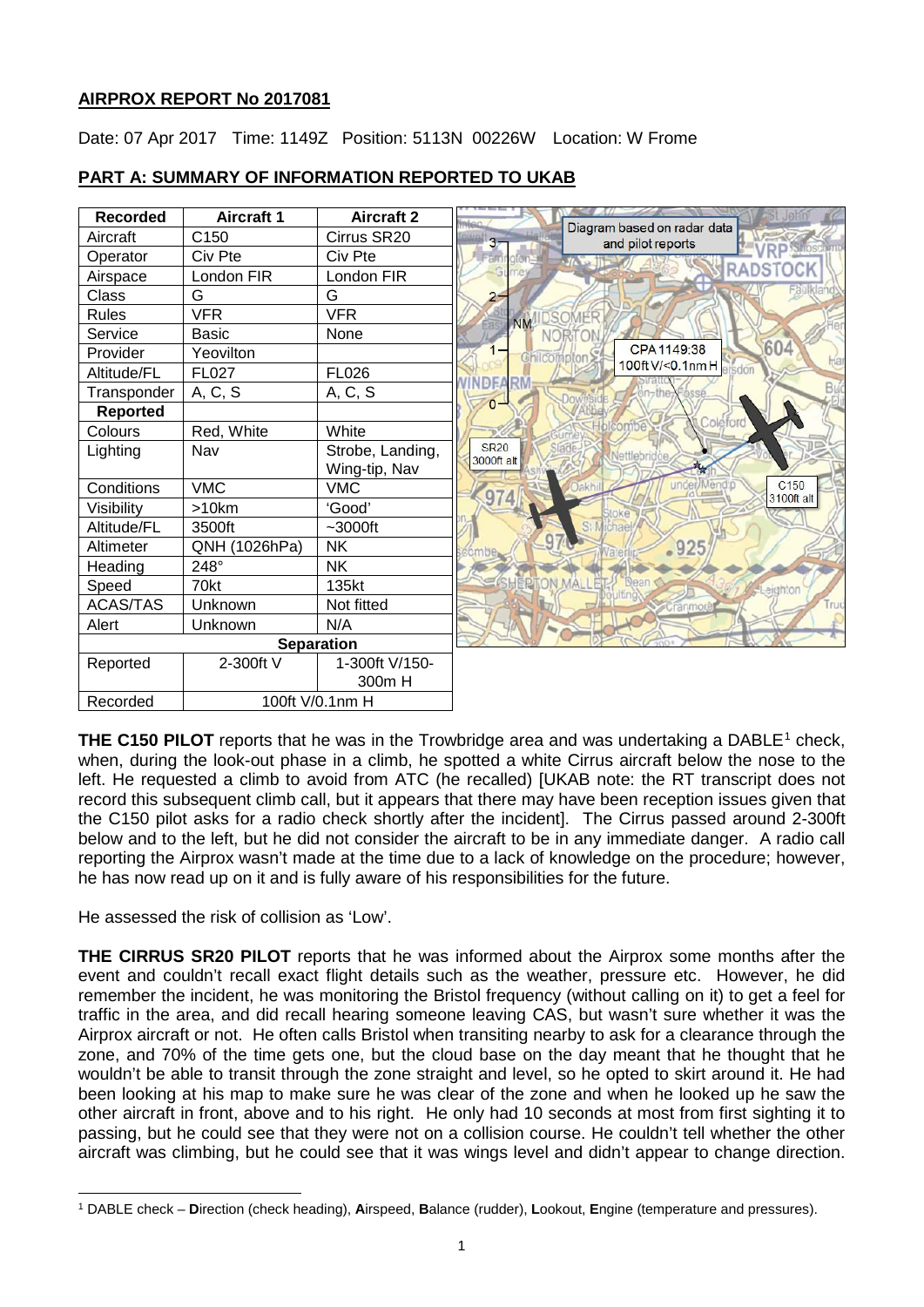## AIRPROX REPORT No 2017081

Date: 07 Apr 2017 Time: 1149Z Position: 5113N 00226W Location: W Frome

## PART A: SUMMARY OF INFORMATION REPORTED TO UKAB

| Recorded | Aircraft 1 | Aircraft 2 |
|---|---|---|
| Aircraft | C150 | Cirrus SR20 |
| Operator | Civ Pte | Civ Pte |
| Airspace | London FIR | London FIR |
| Class | G | G |
| Rules | VFR | VFR |
| Service | Basic | None |
| Provider | Yeovilton | |
| Altitude/FL | FL027 | FL026 |
| Transponder | A, C, S | A, C, S |
| **Reported** | | |
| Colours | Red, White | White |
| Lighting | Nav | Strobe, Landing, Wing-tip, Nav |
| Conditions | VMC | VMC |
| Visibility | >10km | 'Good' |
| Altitude/FL | 3500ft | ~3000ft |
| Altimeter | QNH (1026hPa) | NK |
| Heading | 248° | NK |
| Speed | 70kt | 135kt |
| ACAS/TAS | Unknown | Not fitted |
| Alert | Unknown | N/A |
| **Separation** | | |
| Reported | 2-300ft V | 1-300ft V/150-300m H |
| Recorded | 100ft V/0.1nm H | |

Diagram based on radar data and pilot reports

CPA 1149:38 100ft V/<0.1nm H

SR20 3000ft alt

C150 3100ft alt

**THE C150 PILOT** reports that he was in the Trowbridge area and was undertaking a DABLE[1] check, when, during the look-out phase in a climb, he spotted a white Cirrus aircraft below the nose to the left. He requested a climb to avoid from ATC (he recalled) [UKAB note: the RT transcript does not record this subsequent climb call, but it appears that there may have been reception issues given that the C150 pilot asks for a radio check shortly after the incident]. The Cirrus passed around 2-300ft below and to the left, but he did not consider the aircraft to be in any immediate danger. A radio call reporting the Airprox wasn't made at the time due to a lack of knowledge on the procedure; however, he has now read up on it and is fully aware of his responsibilities for the future.

He assessed the risk of collision as 'Low'.

**THE CIRRUS SR20 PILOT** reports that he was informed about the Airprox some months after the event and couldn't recall exact flight details such as the weather, pressure etc. However, he did remember the incident, he was monitoring the Bristol frequency (without calling on it) to get a feel for traffic in the area, and did recall hearing someone leaving CAS, but wasn't sure whether it was the Airprox aircraft or not. He often calls Bristol when transiting nearby to ask for a clearance through the zone, and 70% of the time gets one, but the cloud base on the day meant that he thought that he wouldn't be able to transit through the zone straight and level, so he opted to skirt around it. He had been looking at his map to make sure he was clear of the zone and when he looked up he saw the other aircraft in front, above and to his right. He only had 10 seconds at most from first sighting it to passing, but he could see that they were not on a collision course. He couldn't tell whether the other aircraft was climbing, but he could see that it was wings level and didn't appear to change direction.

[1] DABLE check – **D**irection (check heading), **A**irspeed, **B**alance (rudder), **L**ookout, **E**ngine (temperature and pressures).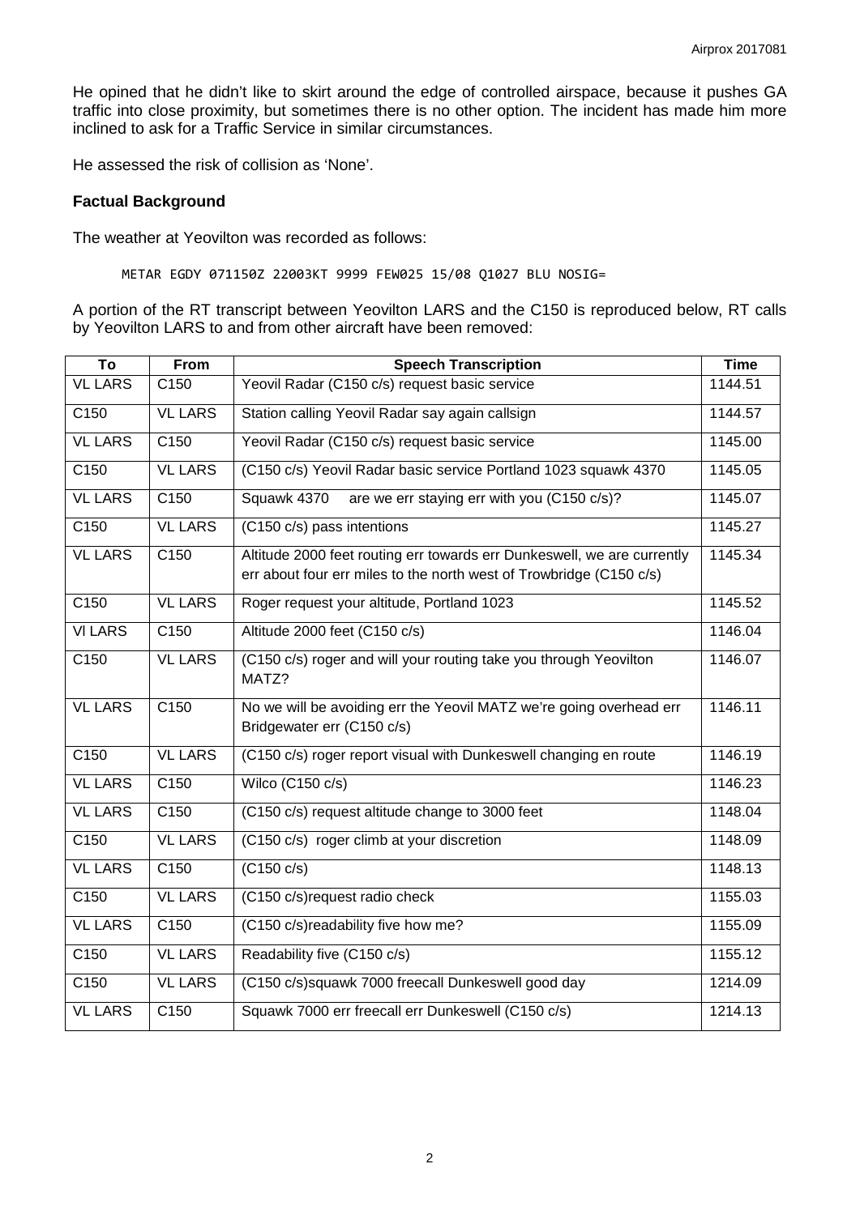He opined that he didn't like to skirt around the edge of controlled airspace, because it pushes GA traffic into close proximity, but sometimes there is no other option. The incident has made him more inclined to ask for a Traffic Service in similar circumstances.

He assessed the risk of collision as 'None'.

### Factual Background

The weather at Yeovilton was recorded as follows:

```
METAR EGDY 071150Z 22003KT 9999 FEW025 15/08 Q1027 BLU NOSIG=
```

A portion of the RT transcript between Yeovilton LARS and the C150 is reproduced below, RT calls by Yeovilton LARS to and from other aircraft have been removed:

| To | From | Speech Transcription | Time |
|---|---|---|---|
| VL LARS | C150 | Yeovil Radar (C150 c/s) request basic service | 1144.51 |
| C150 | VL LARS | Station calling Yeovil Radar say again callsign | 1144.57 |
| VL LARS | C150 | Yeovil Radar (C150 c/s) request basic service | 1145.00 |
| C150 | VL LARS | (C150 c/s) Yeovil Radar basic service Portland 1023 squawk 4370 | 1145.05 |
| VL LARS | C150 | Squawk 4370 are we err staying err with you (C150 c/s)? | 1145.07 |
| C150 | VL LARS | (C150 c/s) pass intentions | 1145.27 |
| VL LARS | C150 | Altitude 2000 feet routing err towards err Dunkeswell, we are currently err about four err miles to the north west of Trowbridge (C150 c/s) | 1145.34 |
| C150 | VL LARS | Roger request your altitude, Portland 1023 | 1145.52 |
| VI LARS | C150 | Altitude 2000 feet (C150 c/s) | 1146.04 |
| C150 | VL LARS | (C150 c/s) roger and will your routing take you through Yeovilton MATZ? | 1146.07 |
| VL LARS | C150 | No we will be avoiding err the Yeovil MATZ we're going overhead err Bridgewater err (C150 c/s) | 1146.11 |
| C150 | VL LARS | (C150 c/s) roger report visual with Dunkeswell changing en route | 1146.19 |
| VL LARS | C150 | Wilco (C150 c/s) | 1146.23 |
| VL LARS | C150 | (C150 c/s) request altitude change to 3000 feet | 1148.04 |
| C150 | VL LARS | (C150 c/s) roger climb at your discretion | 1148.09 |
| VL LARS | C150 | (C150 c/s) | 1148.13 |
| C150 | VL LARS | (C150 c/s)request radio check | 1155.03 |
| VL LARS | C150 | (C150 c/s)readability five how me? | 1155.09 |
| C150 | VL LARS | Readability five (C150 c/s) | 1155.12 |
| C150 | VL LARS | (C150 c/s)squawk 7000 freecall Dunkeswell good day | 1214.09 |
| VL LARS | C150 | Squawk 7000 err freecall err Dunkeswell (C150 c/s) | 1214.13 |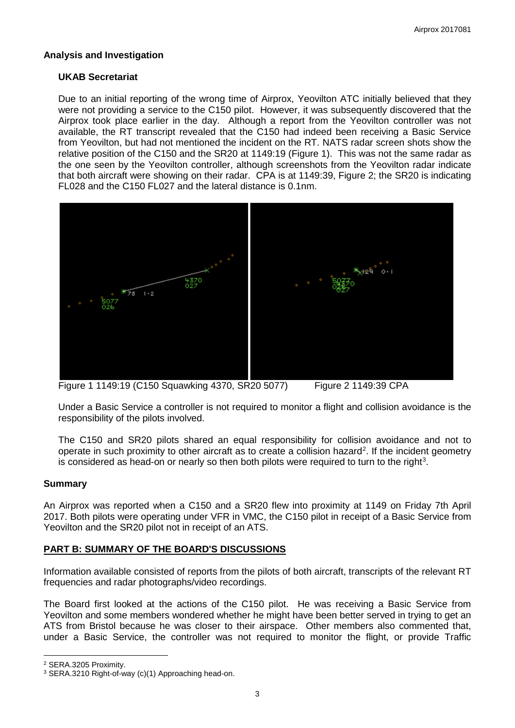## Analysis and Investigation

### UKAB Secretariat

Due to an initial reporting of the wrong time of Airprox, Yeovilton ATC initially believed that they were not providing a service to the C150 pilot. However, it was subsequently discovered that the Airprox took place earlier in the day. Although a report from the Yeovilton controller was not available, the RT transcript revealed that the C150 had indeed been receiving a Basic Service from Yeovilton, but had not mentioned the incident on the RT. NATS radar screen shots show the relative position of the C150 and the SR20 at 1149:19 (Figure 1). This was not the same radar as the one seen by the Yeovilton controller, although screenshots from the Yeovilton radar indicate that both aircraft were showing on their radar. CPA is at 1149:39, Figure 2; the SR20 is indicating FL028 and the C150 FL027 and the lateral distance is 0.1nm.

Figure 1 1149:19 (C150 Squawking 4370, SR20 5077)

Figure 2 1149:39 CPA

Under a Basic Service a controller is not required to monitor a flight and collision avoidance is the responsibility of the pilots involved.

The C150 and SR20 pilots shared an equal responsibility for collision avoidance and not to operate in such proximity to other aircraft as to create a collision hazard[2]. If the incident geometry is considered as head-on or nearly so then both pilots were required to turn to the right[3].

## Summary

An Airprox was reported when a C150 and a SR20 flew into proximity at 1149 on Friday 7th April 2017. Both pilots were operating under VFR in VMC, the C150 pilot in receipt of a Basic Service from Yeovilton and the SR20 pilot not in receipt of an ATS.

## PART B: SUMMARY OF THE BOARD'S DISCUSSIONS

Information available consisted of reports from the pilots of both aircraft, transcripts of the relevant RT frequencies and radar photographs/video recordings.

The Board first looked at the actions of the C150 pilot. He was receiving a Basic Service from Yeovilton and some members wondered whether he might have been better served in trying to get an ATS from Bristol because he was closer to their airspace. Other members also commented that, under a Basic Service, the controller was not required to monitor the flight, or provide Traffic

---

[2] SERA.3205 Proximity.

[3] SERA.3210 Right-of-way (c)(1) Approaching head-on.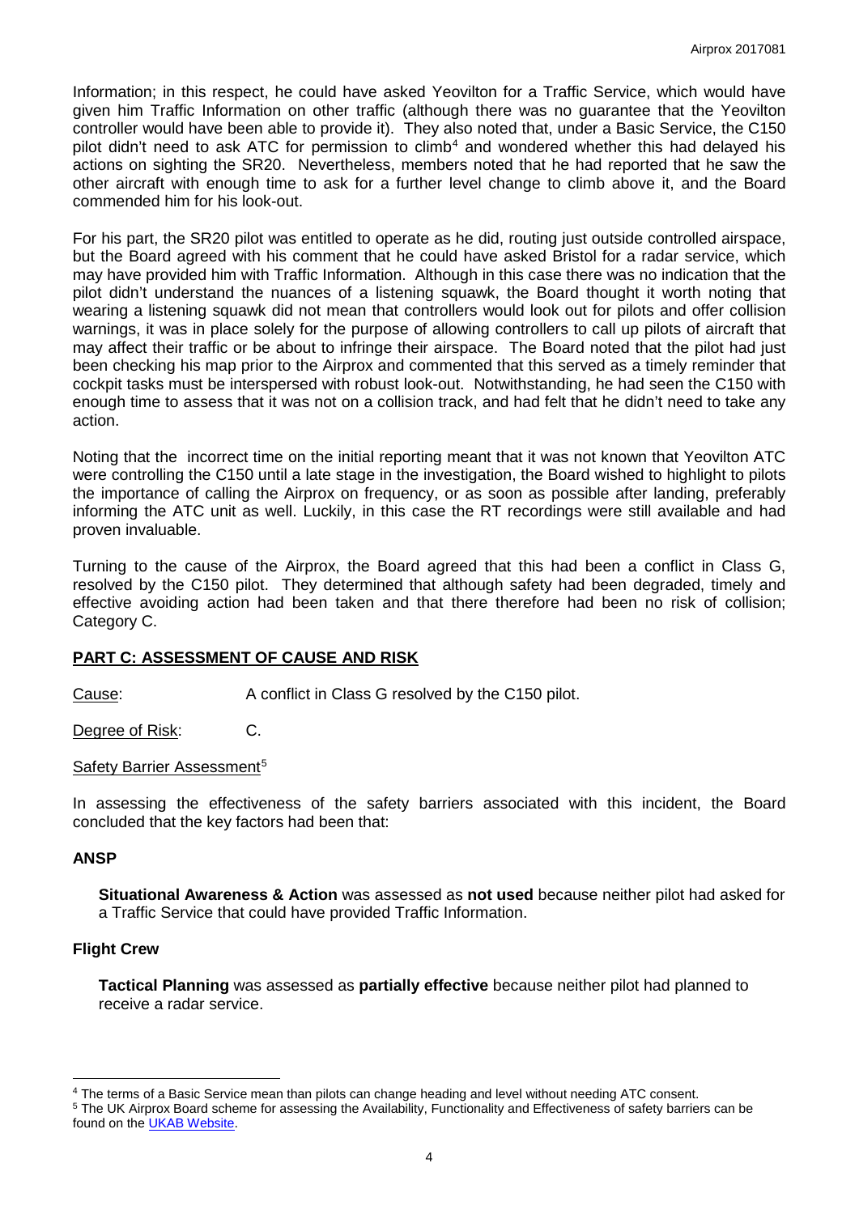Information; in this respect, he could have asked Yeovilton for a Traffic Service, which would have given him Traffic Information on other traffic (although there was no guarantee that the Yeovilton controller would have been able to provide it). They also noted that, under a Basic Service, the C150 pilot didn't need to ask ATC for permission to climb[4] and wondered whether this had delayed his actions on sighting the SR20. Nevertheless, members noted that he had reported that he saw the other aircraft with enough time to ask for a further level change to climb above it, and the Board commended him for his look-out.

For his part, the SR20 pilot was entitled to operate as he did, routing just outside controlled airspace, but the Board agreed with his comment that he could have asked Bristol for a radar service, which may have provided him with Traffic Information. Although in this case there was no indication that the pilot didn't understand the nuances of a listening squawk, the Board thought it worth noting that wearing a listening squawk did not mean that controllers would look out for pilots and offer collision warnings, it was in place solely for the purpose of allowing controllers to call up pilots of aircraft that may affect their traffic or be about to infringe their airspace. The Board noted that the pilot had just been checking his map prior to the Airprox and commented that this served as a timely reminder that cockpit tasks must be interspersed with robust look-out. Notwithstanding, he had seen the C150 with enough time to assess that it was not on a collision track, and had felt that he didn't need to take any action.

Noting that the incorrect time on the initial reporting meant that it was not known that Yeovilton ATC were controlling the C150 until a late stage in the investigation, the Board wished to highlight to pilots the importance of calling the Airprox on frequency, or as soon as possible after landing, preferably informing the ATC unit as well. Luckily, in this case the RT recordings were still available and had proven invaluable.

Turning to the cause of the Airprox, the Board agreed that this had been a conflict in Class G, resolved by the C150 pilot. They determined that although safety had been degraded, timely and effective avoiding action had been taken and that there therefore had been no risk of collision; Category C.

## PART C: ASSESSMENT OF CAUSE AND RISK

Cause: A conflict in Class G resolved by the C150 pilot.

Degree of Risk: C.

Safety Barrier Assessment[5]

In assessing the effectiveness of the safety barriers associated with this incident, the Board concluded that the key factors had been that:

### ANSP

**Situational Awareness & Action** was assessed as **not used** because neither pilot had asked for a Traffic Service that could have provided Traffic Information.

### Flight Crew

**Tactical Planning** was assessed as **partially effective** because neither pilot had planned to receive a radar service.

---

[4] The terms of a Basic Service mean than pilots can change heading and level without needing ATC consent.

[5] The UK Airprox Board scheme for assessing the Availability, Functionality and Effectiveness of safety barriers can be found on the UKAB Website.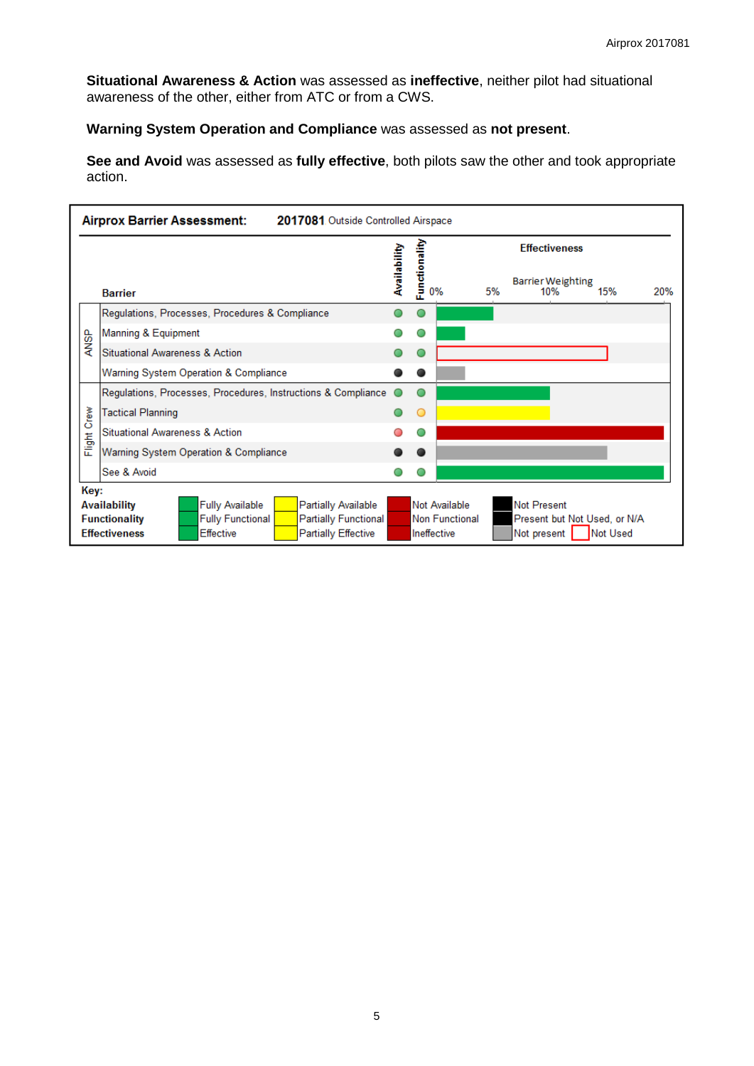**Situational Awareness & Action** was assessed as **ineffective**, neither pilot had situational awareness of the other, either from ATC or from a CWS.

**Warning System Operation and Compliance** was assessed as **not present**.

**See and Avoid** was assessed as **fully effective**, both pilots saw the other and took appropriate action.

**Airprox Barrier Assessment:** **2017081** Outside Controlled Airspace

Effectiveness

Barrier Weighting

0% 5% 10% 15% 20%

Barrier | Availability | Functionality

ANSP
- Regulations, Processes, Procedures & Compliance
- Manning & Equipment
- Situational Awareness & Action
- Warning System Operation & Compliance

Flight Crew
- Regulations, Processes, Procedures, Instructions & Compliance
- Tactical Planning
- Situational Awareness & Action
- Warning System Operation & Compliance
- See & Avoid

**Key:**

**Availability** – Fully Available | Partially Available | Not Available | Not Present

**Functionality** – Fully Functional | Partially Functional | Non Functional | Present but Not Used, or N/A

**Effectiveness** – Effective | Partially Effective | Ineffective | Not present | Not Used